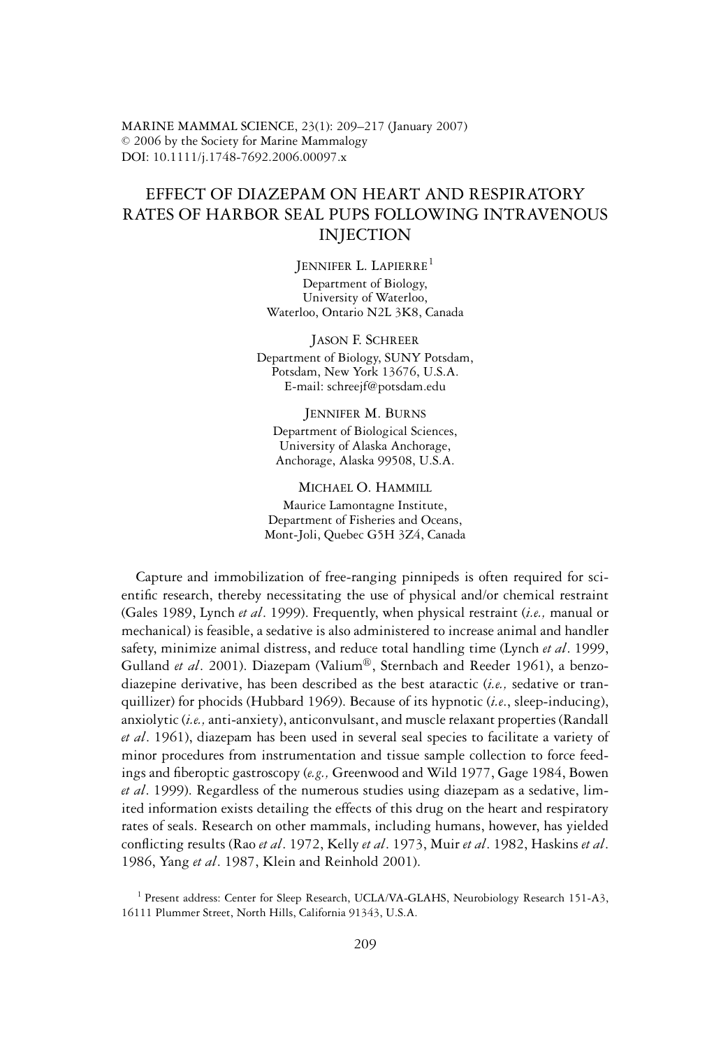MARINE MAMMAL SCIENCE, 23(1): 209–217 (January 2007)
© 2006 by the Society for Marine Mammalogy
DOI: 10.1111/j.1748-7692.2006.00097.x

# EFFECT OF DIAZEPAM ON HEART AND RESPIRATORY RATES OF HARBOR SEAL PUPS FOLLOWING INTRAVENOUS INJECTION

JENNIFER L. LAPIERRE[1]
Department of Biology,
University of Waterloo,
Waterloo, Ontario N2L 3K8, Canada

JASON F. SCHREER
Department of Biology, SUNY Potsdam,
Potsdam, New York 13676, U.S.A.
E-mail: schreejf@potsdam.edu

JENNIFER M. BURNS
Department of Biological Sciences,
University of Alaska Anchorage,
Anchorage, Alaska 99508, U.S.A.

MICHAEL O. HAMMILL
Maurice Lamontagne Institute,
Department of Fisheries and Oceans,
Mont-Joli, Quebec G5H 3Z4, Canada

Capture and immobilization of free-ranging pinnipeds is often required for scientific research, thereby necessitating the use of physical and/or chemical restraint (Gales 1989, Lynch *et al*. 1999). Frequently, when physical restraint (*i.e.,* manual or mechanical) is feasible, a sedative is also administered to increase animal and handler safety, minimize animal distress, and reduce total handling time (Lynch *et al*. 1999, Gulland *et al*. 2001). Diazepam (Valium®, Sternbach and Reeder 1961), a benzodiazepine derivative, has been described as the best ataractic (*i.e.,* sedative or tranquillizer) for phocids (Hubbard 1969). Because of its hypnotic (*i.e.*, sleep-inducing), anxiolytic (*i.e.,* anti-anxiety), anticonvulsant, and muscle relaxant properties (Randall *et al*. 1961), diazepam has been used in several seal species to facilitate a variety of minor procedures from instrumentation and tissue sample collection to force feedings and fiberoptic gastroscopy (*e.g.,* Greenwood and Wild 1977, Gage 1984, Bowen *et al*. 1999). Regardless of the numerous studies using diazepam as a sedative, limited information exists detailing the effects of this drug on the heart and respiratory rates of seals. Research on other mammals, including humans, however, has yielded conflicting results (Rao *et al*. 1972, Kelly *et al*. 1973, Muir *et al*. 1982, Haskins *et al*. 1986, Yang *et al*. 1987, Klein and Reinhold 2001).

[1] Present address: Center for Sleep Research, UCLA/VA-GLAHS, Neurobiology Research 151-A3, 16111 Plummer Street, North Hills, California 91343, U.S.A.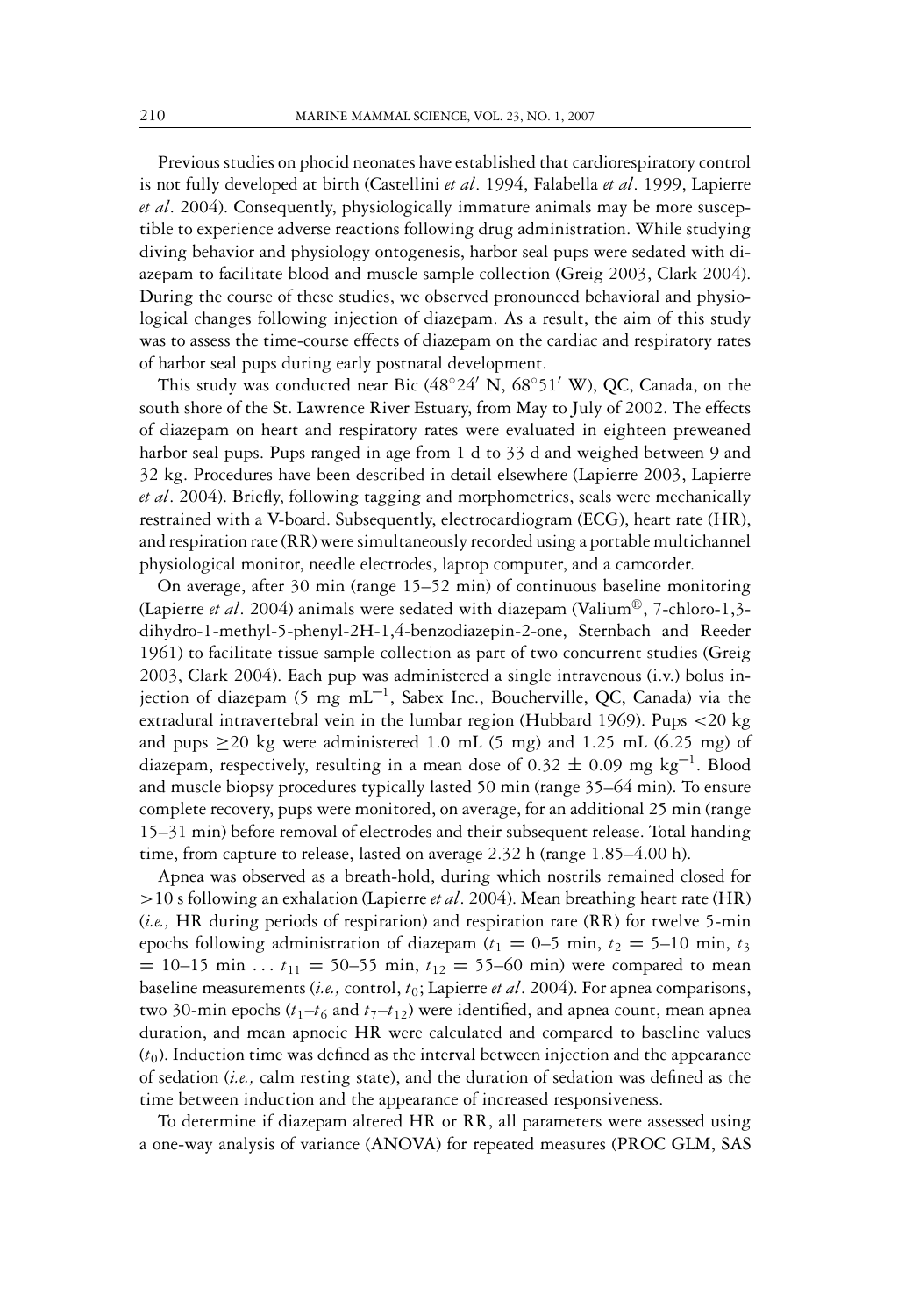Previous studies on phocid neonates have established that cardiorespiratory control is not fully developed at birth (Castellini *et al*. 1994, Falabella *et al*. 1999, Lapierre *et al*. 2004). Consequently, physiologically immature animals may be more susceptible to experience adverse reactions following drug administration. While studying diving behavior and physiology ontogenesis, harbor seal pups were sedated with diazepam to facilitate blood and muscle sample collection (Greig 2003, Clark 2004). During the course of these studies, we observed pronounced behavioral and physiological changes following injection of diazepam. As a result, the aim of this study was to assess the time-course effects of diazepam on the cardiac and respiratory rates of harbor seal pups during early postnatal development.

This study was conducted near Bic (48°24′ N, 68°51′ W), QC, Canada, on the south shore of the St. Lawrence River Estuary, from May to July of 2002. The effects of diazepam on heart and respiratory rates were evaluated in eighteen preweaned harbor seal pups. Pups ranged in age from 1 d to 33 d and weighed between 9 and 32 kg. Procedures have been described in detail elsewhere (Lapierre 2003, Lapierre *et al*. 2004). Briefly, following tagging and morphometrics, seals were mechanically restrained with a V-board. Subsequently, electrocardiogram (ECG), heart rate (HR), and respiration rate (RR) were simultaneously recorded using a portable multichannel physiological monitor, needle electrodes, laptop computer, and a camcorder.

On average, after 30 min (range 15–52 min) of continuous baseline monitoring (Lapierre *et al*. 2004) animals were sedated with diazepam (Valium®, 7-chloro-1,3-dihydro-1-methyl-5-phenyl-2H-1,4-benzodiazepin-2-one, Sternbach and Reeder 1961) to facilitate tissue sample collection as part of two concurrent studies (Greig 2003, Clark 2004). Each pup was administered a single intravenous (i.v.) bolus injection of diazepam (5 mg $\text{mL}^{-1}$, Sabex Inc., Boucherville, QC, Canada) via the extradural intravertebral vein in the lumbar region (Hubbard 1969). Pups <20 kg and pups ≥20 kg were administered 1.0 mL (5 mg) and 1.25 mL (6.25 mg) of diazepam, respectively, resulting in a mean dose of $0.32 \pm 0.09$ mg $\text{kg}^{-1}$. Blood and muscle biopsy procedures typically lasted 50 min (range 35–64 min). To ensure complete recovery, pups were monitored, on average, for an additional 25 min (range 15–31 min) before removal of electrodes and their subsequent release. Total handing time, from capture to release, lasted on average 2.32 h (range 1.85–4.00 h).

Apnea was observed as a breath-hold, during which nostrils remained closed for >10 s following an exhalation (Lapierre *et al*. 2004). Mean breathing heart rate (HR) (*i.e.,* HR during periods of respiration) and respiration rate (RR) for twelve 5-min epochs following administration of diazepam ($t_1$ = 0–5 min, $t_2$ = 5–10 min, $t_3$ = 10–15 min ... $t_{11}$ = 50–55 min, $t_{12}$ = 55–60 min) were compared to mean baseline measurements (*i.e.,* control, $t_0$; Lapierre *et al*. 2004). For apnea comparisons, two 30-min epochs ($t_1$–$t_6$ and $t_7$–$t_{12}$) were identified, and apnea count, mean apnea duration, and mean apnoeic HR were calculated and compared to baseline values ($t_0$). Induction time was defined as the interval between injection and the appearance of sedation (*i.e.,* calm resting state), and the duration of sedation was defined as the time between induction and the appearance of increased responsiveness.

To determine if diazepam altered HR or RR, all parameters were assessed using a one-way analysis of variance (ANOVA) for repeated measures (PROC GLM, SAS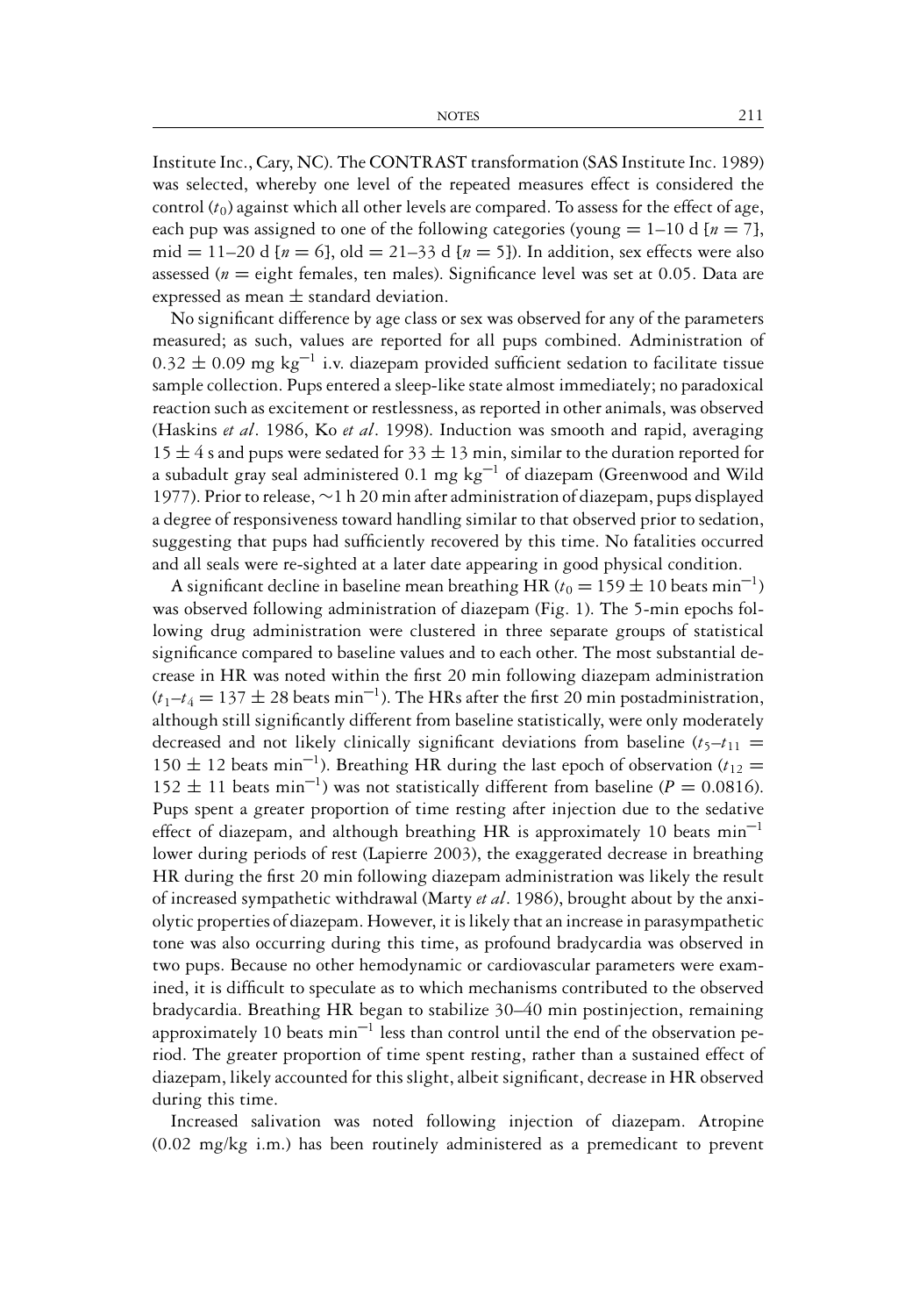Institute Inc., Cary, NC). The CONTRAST transformation (SAS Institute Inc. 1989) was selected, whereby one level of the repeated measures effect is considered the control ($t_0$) against which all other levels are compared. To assess for the effect of age, each pup was assigned to one of the following categories (young = 1–10 d [$n = 7$], mid = 11–20 d [$n = 6$], old = 21–33 d [$n = 5$]). In addition, sex effects were also assessed ($n$ = eight females, ten males). Significance level was set at 0.05. Data are expressed as mean ± standard deviation.

No significant difference by age class or sex was observed for any of the parameters measured; as such, values are reported for all pups combined. Administration of $0.32 \pm 0.09$ mg kg$^{-1}$ i.v. diazepam provided sufficient sedation to facilitate tissue sample collection. Pups entered a sleep-like state almost immediately; no paradoxical reaction such as excitement or restlessness, as reported in other animals, was observed (Haskins *et al*. 1986, Ko *et al*. 1998). Induction was smooth and rapid, averaging $15 \pm 4$ s and pups were sedated for $33 \pm 13$ min, similar to the duration reported for a subadult gray seal administered 0.1 mg kg$^{-1}$ of diazepam (Greenwood and Wild 1977). Prior to release, ~1 h 20 min after administration of diazepam, pups displayed a degree of responsiveness toward handling similar to that observed prior to sedation, suggesting that pups had sufficiently recovered by this time. No fatalities occurred and all seals were re-sighted at a later date appearing in good physical condition.

A significant decline in baseline mean breathing HR ($t_0 = 159 \pm 10$ beats min$^{-1}$) was observed following administration of diazepam (Fig. 1). The 5-min epochs following drug administration were clustered in three separate groups of statistical significance compared to baseline values and to each other. The most substantial decrease in HR was noted within the first 20 min following diazepam administration ($t_1$–$t_4 = 137 \pm 28$ beats min$^{-1}$). The HRs after the first 20 min postadministration, although still significantly different from baseline statistically, were only moderately decreased and not likely clinically significant deviations from baseline ($t_5$–$t_{11} = 150 \pm 12$ beats min$^{-1}$). Breathing HR during the last epoch of observation ($t_{12} = 152 \pm 11$ beats min$^{-1}$) was not statistically different from baseline ($P = 0.0816$). Pups spent a greater proportion of time resting after injection due to the sedative effect of diazepam, and although breathing HR is approximately 10 beats min$^{-1}$ lower during periods of rest (Lapierre 2003), the exaggerated decrease in breathing HR during the first 20 min following diazepam administration was likely the result of increased sympathetic withdrawal (Marty *et al*. 1986), brought about by the anxiolytic properties of diazepam. However, it is likely that an increase in parasympathetic tone was also occurring during this time, as profound bradycardia was observed in two pups. Because no other hemodynamic or cardiovascular parameters were examined, it is difficult to speculate as to which mechanisms contributed to the observed bradycardia. Breathing HR began to stabilize 30–40 min postinjection, remaining approximately 10 beats min$^{-1}$ less than control until the end of the observation period. The greater proportion of time spent resting, rather than a sustained effect of diazepam, likely accounted for this slight, albeit significant, decrease in HR observed during this time.

Increased salivation was noted following injection of diazepam. Atropine (0.02 mg/kg i.m.) has been routinely administered as a premedicant to prevent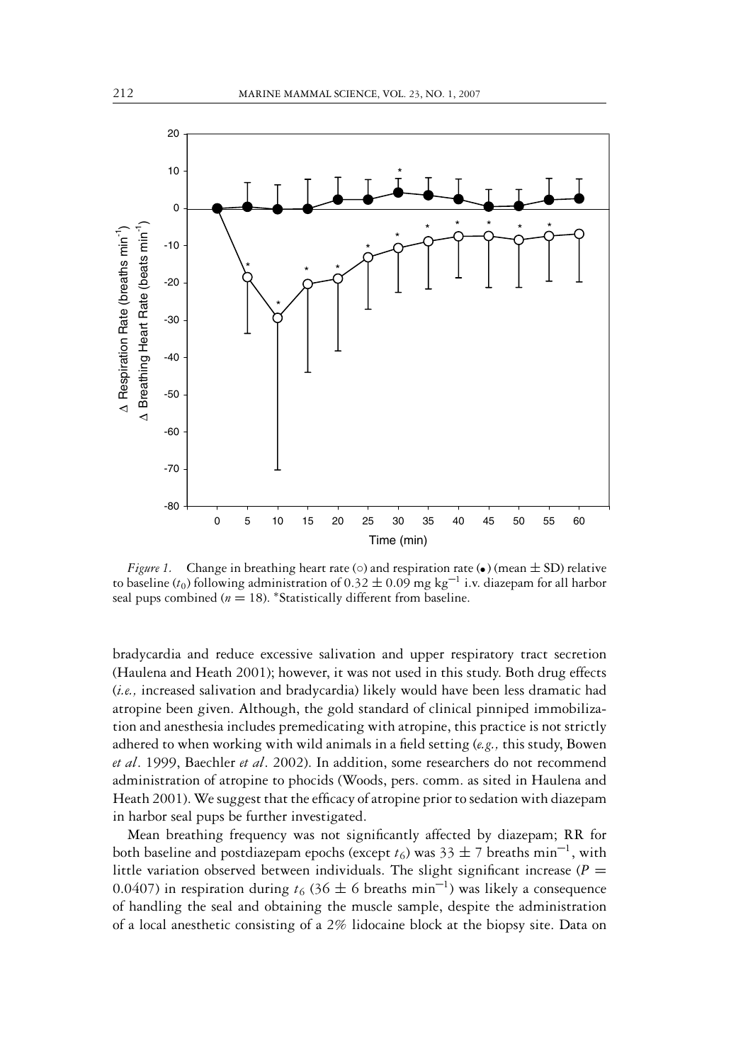*Figure 1.* Change in breathing heart rate (○) and respiration rate (•) (mean ± SD) relative to baseline ($t_0$) following administration of $0.32 \pm 0.09$ mg kg$^{-1}$ i.v. diazepam for all harbor seal pups combined ($n = 18$). *Statistically different from baseline.

bradycardia and reduce excessive salivation and upper respiratory tract secretion (Haulena and Heath 2001); however, it was not used in this study. Both drug effects (*i.e.,* increased salivation and bradycardia) likely would have been less dramatic had atropine been given. Although, the gold standard of clinical pinniped immobilization and anesthesia includes premedicating with atropine, this practice is not strictly adhered to when working with wild animals in a field setting (*e.g.,* this study, Bowen *et al*. 1999, Baechler *et al*. 2002). In addition, some researchers do not recommend administration of atropine to phocids (Woods, pers. comm. as sited in Haulena and Heath 2001). We suggest that the efficacy of atropine prior to sedation with diazepam in harbor seal pups be further investigated.

Mean breathing frequency was not significantly affected by diazepam; RR for both baseline and postdiazepam epochs (except $t_6$) was $33 \pm 7$ breaths min$^{-1}$, with little variation observed between individuals. The slight significant increase ($P = 0.0407$) in respiration during $t_6$ ($36 \pm 6$ breaths min$^{-1}$) was likely a consequence of handling the seal and obtaining the muscle sample, despite the administration of a local anesthetic consisting of a 2% lidocaine block at the biopsy site. Data on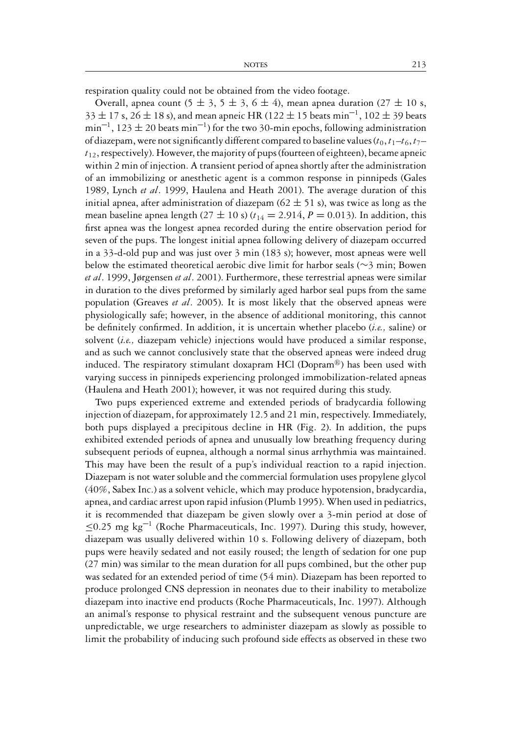respiration quality could not be obtained from the video footage.

Overall, apnea count (5 ± 3, 5 ± 3, 6 ± 4), mean apnea duration (27 ± 10 s, 33 ± 17 s, 26 ± 18 s), and mean apneic HR (122 ± 15 beats $\text{min}^{-1}$, 102 ± 39 beats $\text{min}^{-1}$, 123 ± 20 beats $\text{min}^{-1}$) for the two 30-min epochs, following administration of diazepam, were not significantly different compared to baseline values ($t_0, t_1$–$t_6, t_7$–$t_{12}$, respectively). However, the majority of pups (fourteen of eighteen), became apneic within 2 min of injection. A transient period of apnea shortly after the administration of an immobilizing or anesthetic agent is a common response in pinnipeds (Gales 1989, Lynch *et al*. 1999, Haulena and Heath 2001). The average duration of this initial apnea, after administration of diazepam (62 ± 51 s), was twice as long as the mean baseline apnea length (27 ± 10 s) ($t_{14} = 2.914$, $P = 0.013$). In addition, this first apnea was the longest apnea recorded during the entire observation period for seven of the pups. The longest initial apnea following delivery of diazepam occurred in a 33-d-old pup and was just over 3 min (183 s); however, most apneas were well below the estimated theoretical aerobic dive limit for harbor seals (~3 min; Bowen *et al*. 1999, Jørgensen *et al*. 2001). Furthermore, these terrestrial apneas were similar in duration to the dives preformed by similarly aged harbor seal pups from the same population (Greaves *et al*. 2005). It is most likely that the observed apneas were physiologically safe; however, in the absence of additional monitoring, this cannot be definitely confirmed. In addition, it is uncertain whether placebo (*i.e.,* saline) or solvent (*i.e.,* diazepam vehicle) injections would have produced a similar response, and as such we cannot conclusively state that the observed apneas were indeed drug induced. The respiratory stimulant doxapram HCl (Dopram®) has been used with varying success in pinnipeds experiencing prolonged immobilization-related apneas (Haulena and Heath 2001); however, it was not required during this study.

Two pups experienced extreme and extended periods of bradycardia following injection of diazepam, for approximately 12.5 and 21 min, respectively. Immediately, both pups displayed a precipitous decline in HR (Fig. 2). In addition, the pups exhibited extended periods of apnea and unusually low breathing frequency during subsequent periods of eupnea, although a normal sinus arrhythmia was maintained. This may have been the result of a pup's individual reaction to a rapid injection. Diazepam is not water soluble and the commercial formulation uses propylene glycol (40%, Sabex Inc.) as a solvent vehicle, which may produce hypotension, bradycardia, apnea, and cardiac arrest upon rapid infusion (Plumb 1995). When used in pediatrics, it is recommended that diazepam be given slowly over a 3-min period at dose of $\leq$0.25 mg $\text{kg}^{-1}$ (Roche Pharmaceuticals, Inc. 1997). During this study, however, diazepam was usually delivered within 10 s. Following delivery of diazepam, both pups were heavily sedated and not easily roused; the length of sedation for one pup (27 min) was similar to the mean duration for all pups combined, but the other pup was sedated for an extended period of time (54 min). Diazepam has been reported to produce prolonged CNS depression in neonates due to their inability to metabolize diazepam into inactive end products (Roche Pharmaceuticals, Inc. 1997). Although an animal's response to physical restraint and the subsequent venous puncture are unpredictable, we urge researchers to administer diazepam as slowly as possible to limit the probability of inducing such profound side effects as observed in these two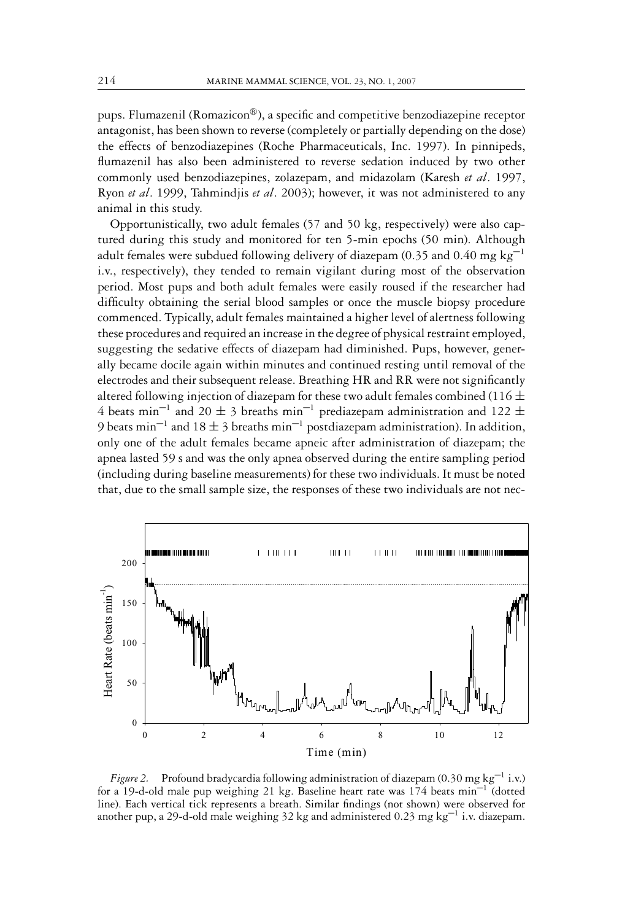pups. Flumazenil (Romazicon®), a specific and competitive benzodiazepine receptor antagonist, has been shown to reverse (completely or partially depending on the dose) the effects of benzodiazepines (Roche Pharmaceuticals, Inc. 1997). In pinnipeds, flumazenil has also been administered to reverse sedation induced by two other commonly used benzodiazepines, zolazepam, and midazolam (Karesh *et al*. 1997, Ryon *et al*. 1999, Tahmindjis *et al*. 2003); however, it was not administered to any animal in this study.

Opportunistically, two adult females (57 and 50 kg, respectively) were also captured during this study and monitored for ten 5-min epochs (50 min). Although adult females were subdued following delivery of diazepam (0.35 and 0.40 mg $kg^{-1}$ i.v., respectively), they tended to remain vigilant during most of the observation period. Most pups and both adult females were easily roused if the researcher had difficulty obtaining the serial blood samples or once the muscle biopsy procedure commenced. Typically, adult females maintained a higher level of alertness following these procedures and required an increase in the degree of physical restraint employed, suggesting the sedative effects of diazepam had diminished. Pups, however, generally became docile again within minutes and continued resting until removal of the electrodes and their subsequent release. Breathing HR and RR were not significantly altered following injection of diazepam for these two adult females combined (116 $\pm$ 4 beats $min^{-1}$ and 20 $\pm$ 3 breaths $min^{-1}$ prediazepam administration and 122 $\pm$ 9 beats $min^{-1}$ and 18 $\pm$ 3 breaths $min^{-1}$ postdiazepam administration). In addition, only one of the adult females became apneic after administration of diazepam; the apnea lasted 59 s and was the only apnea observed during the entire sampling period (including during baseline measurements) for these two individuals. It must be noted that, due to the small sample size, the responses of these two individuals are not nec-

*Figure 2.* Profound bradycardia following administration of diazepam (0.30 mg $kg^{-1}$ i.v.) for a 19-d-old male pup weighing 21 kg. Baseline heart rate was 174 beats $min^{-1}$ (dotted line). Each vertical tick represents a breath. Similar findings (not shown) were observed for another pup, a 29-d-old male weighing 32 kg and administered 0.23 mg $kg^{-1}$ i.v. diazepam.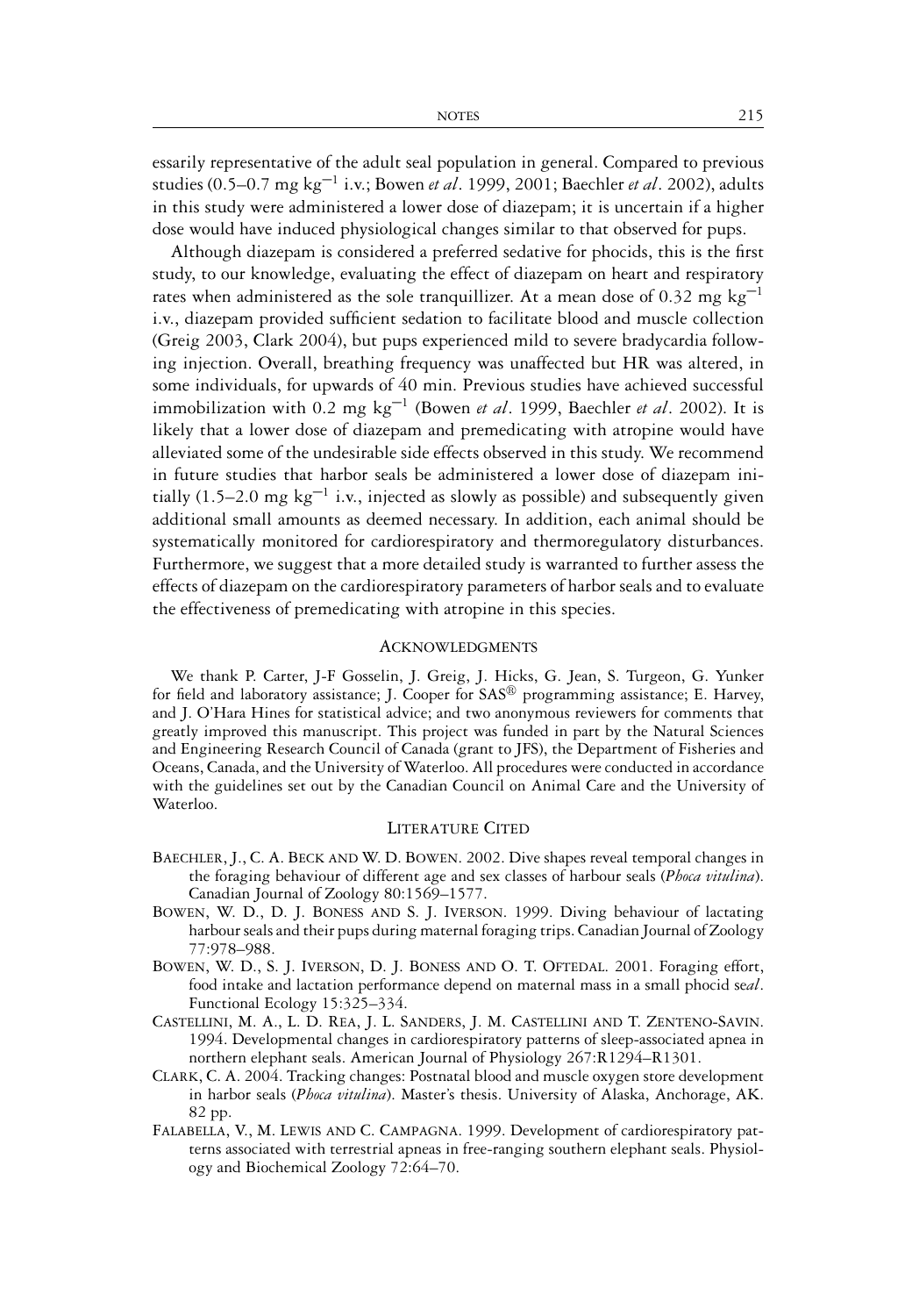essarily representative of the adult seal population in general. Compared to previous studies (0.5–0.7 mg $kg^{-1}$ i.v.; Bowen *et al*. 1999, 2001; Baechler *et al*. 2002), adults in this study were administered a lower dose of diazepam; it is uncertain if a higher dose would have induced physiological changes similar to that observed for pups.

Although diazepam is considered a preferred sedative for phocids, this is the first study, to our knowledge, evaluating the effect of diazepam on heart and respiratory rates when administered as the sole tranquillizer. At a mean dose of 0.32 mg $kg^{-1}$ i.v., diazepam provided sufficient sedation to facilitate blood and muscle collection (Greig 2003, Clark 2004), but pups experienced mild to severe bradycardia following injection. Overall, breathing frequency was unaffected but HR was altered, in some individuals, for upwards of 40 min. Previous studies have achieved successful immobilization with 0.2 mg $kg^{-1}$ (Bowen *et al*. 1999, Baechler *et al*. 2002). It is likely that a lower dose of diazepam and premedicating with atropine would have alleviated some of the undesirable side effects observed in this study. We recommend in future studies that harbor seals be administered a lower dose of diazepam initially (1.5–2.0 mg $kg^{-1}$ i.v., injected as slowly as possible) and subsequently given additional small amounts as deemed necessary. In addition, each animal should be systematically monitored for cardiorespiratory and thermoregulatory disturbances. Furthermore, we suggest that a more detailed study is warranted to further assess the effects of diazepam on the cardiorespiratory parameters of harbor seals and to evaluate the effectiveness of premedicating with atropine in this species.

## Acknowledgments

We thank P. Carter, J-F Gosselin, J. Greig, J. Hicks, G. Jean, S. Turgeon, G. Yunker for field and laboratory assistance; J. Cooper for SAS® programming assistance; E. Harvey, and J. O'Hara Hines for statistical advice; and two anonymous reviewers for comments that greatly improved this manuscript. This project was funded in part by the Natural Sciences and Engineering Research Council of Canada (grant to JFS), the Department of Fisheries and Oceans, Canada, and the University of Waterloo. All procedures were conducted in accordance with the guidelines set out by the Canadian Council on Animal Care and the University of Waterloo.

## Literature Cited

Baechler, J., C. A. Beck and W. D. Bowen. 2002. Dive shapes reveal temporal changes in the foraging behaviour of different age and sex classes of harbour seals (*Phoca vitulina*). Canadian Journal of Zoology 80:1569–1577.

Bowen, W. D., D. J. Boness and S. J. Iverson. 1999. Diving behaviour of lactating harbour seals and their pups during maternal foraging trips. Canadian Journal of Zoology 77:978–988.

Bowen, W. D., S. J. Iverson, D. J. Boness and O. T. Oftedal. 2001. Foraging effort, food intake and lactation performance depend on maternal mass in a small phocid se*al*. Functional Ecology 15:325–334.

Castellini, M. A., L. D. Rea, J. L. Sanders, J. M. Castellini and T. Zenteno-Savin. 1994. Developmental changes in cardiorespiratory patterns of sleep-associated apnea in northern elephant seals. American Journal of Physiology 267:R1294–R1301.

Clark, C. A. 2004. Tracking changes: Postnatal blood and muscle oxygen store development in harbor seals (*Phoca vitulina*). Master's thesis. University of Alaska, Anchorage, AK. 82 pp.

Falabella, V., M. Lewis and C. Campagna. 1999. Development of cardiorespiratory patterns associated with terrestrial apneas in free-ranging southern elephant seals. Physiology and Biochemical Zoology 72:64–70.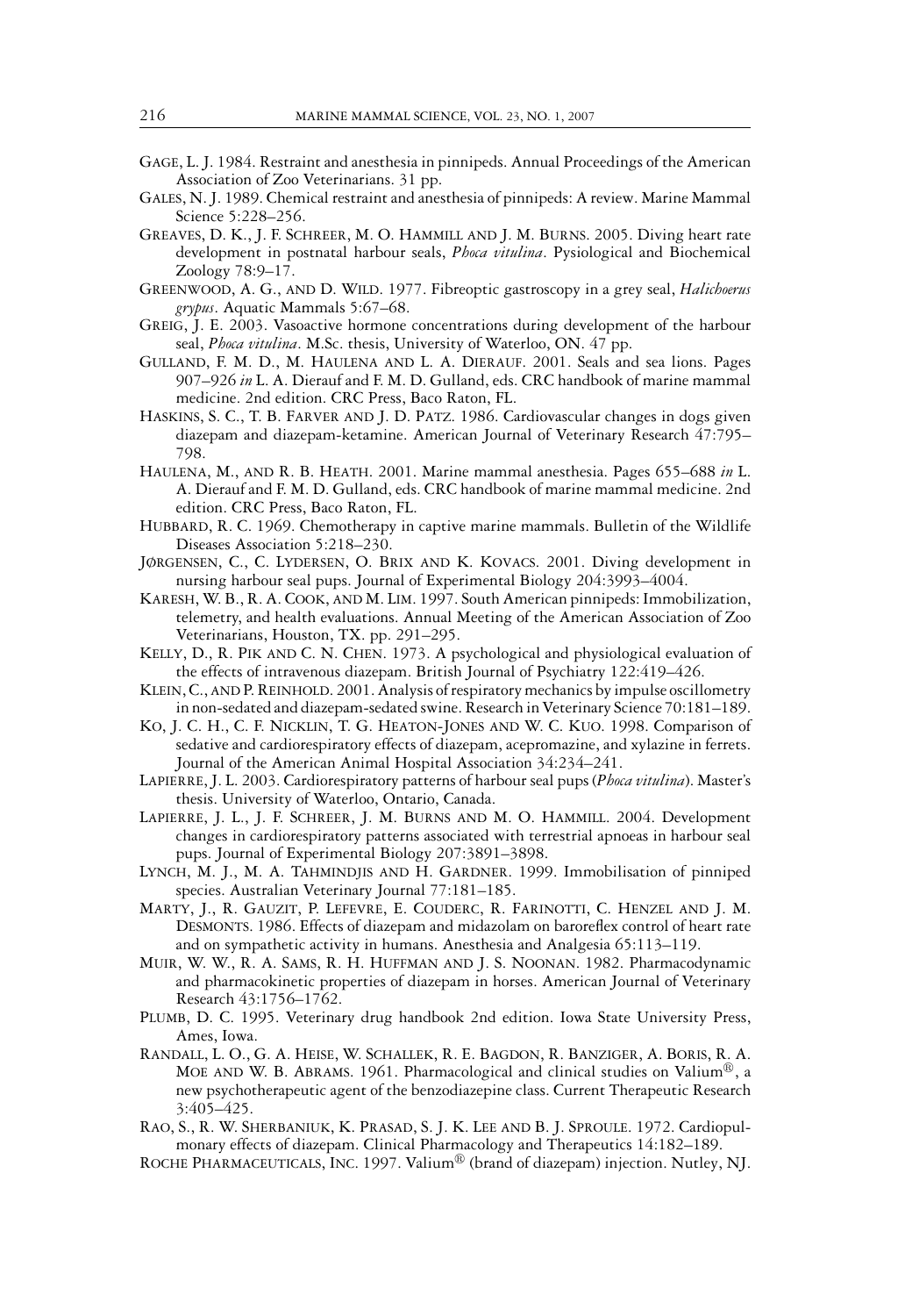Gage, L. J. 1984. Restraint and anesthesia in pinnipeds. Annual Proceedings of the American Association of Zoo Veterinarians. 31 pp.

Gales, N. J. 1989. Chemical restraint and anesthesia of pinnipeds: A review. Marine Mammal Science 5:228–256.

Greaves, D. K., J. F. Schreer, M. O. Hammill and J. M. Burns. 2005. Diving heart rate development in postnatal harbour seals, *Phoca vitulina*. Pysiological and Biochemical Zoology 78:9–17.

Greenwood, A. G., and D. Wild. 1977. Fibreoptic gastroscopy in a grey seal, *Halichoerus grypus*. Aquatic Mammals 5:67–68.

Greig, J. E. 2003. Vasoactive hormone concentrations during development of the harbour seal, *Phoca vitulina*. M.Sc. thesis, University of Waterloo, ON. 47 pp.

Gulland, F. M. D., M. Haulena and L. A. Dierauf. 2001. Seals and sea lions. Pages 907–926 *in* L. A. Dierauf and F. M. D. Gulland, eds. CRC handbook of marine mammal medicine. 2nd edition. CRC Press, Baco Raton, FL.

Haskins, S. C., T. B. Farver and J. D. Patz. 1986. Cardiovascular changes in dogs given diazepam and diazepam-ketamine. American Journal of Veterinary Research 47:795–798.

Haulena, M., and R. B. Heath. 2001. Marine mammal anesthesia. Pages 655–688 *in* L. A. Dierauf and F. M. D. Gulland, eds. CRC handbook of marine mammal medicine. 2nd edition. CRC Press, Baco Raton, FL.

Hubbard, R. C. 1969. Chemotherapy in captive marine mammals. Bulletin of the Wildlife Diseases Association 5:218–230.

Jørgensen, C., C. Lydersen, O. Brix and K. Kovacs. 2001. Diving development in nursing harbour seal pups. Journal of Experimental Biology 204:3993–4004.

Karesh, W. B., R. A. Cook, and M. Lim. 1997. South American pinnipeds: Immobilization, telemetry, and health evaluations. Annual Meeting of the American Association of Zoo Veterinarians, Houston, TX. pp. 291–295.

Kelly, D., R. Pik and C. N. Chen. 1973. A psychological and physiological evaluation of the effects of intravenous diazepam. British Journal of Psychiatry 122:419–426.

Klein, C., and P. Reinhold. 2001. Analysis of respiratory mechanics by impulse oscillometry in non-sedated and diazepam-sedated swine. Research in Veterinary Science 70:181–189.

Ko, J. C. H., C. F. Nicklin, T. G. Heaton-Jones and W. C. Kuo. 1998. Comparison of sedative and cardiorespiratory effects of diazepam, acepromazine, and xylazine in ferrets. Journal of the American Animal Hospital Association 34:234–241.

Lapierre, J. L. 2003. Cardiorespiratory patterns of harbour seal pups (*Phoca vitulina*). Master's thesis. University of Waterloo, Ontario, Canada.

Lapierre, J. L., J. F. Schreer, J. M. Burns and M. O. Hammill. 2004. Development changes in cardiorespiratory patterns associated with terrestrial apnoeas in harbour seal pups. Journal of Experimental Biology 207:3891–3898.

Lynch, M. J., M. A. Tahmindjis and H. Gardner. 1999. Immobilisation of pinniped species. Australian Veterinary Journal 77:181–185.

Marty, J., R. Gauzit, P. Lefevre, E. Couderc, R. Farinotti, C. Henzel and J. M. Desmonts. 1986. Effects of diazepam and midazolam on baroreflex control of heart rate and on sympathetic activity in humans. Anesthesia and Analgesia 65:113–119.

Muir, W. W., R. A. Sams, R. H. Huffman and J. S. Noonan. 1982. Pharmacodynamic and pharmacokinetic properties of diazepam in horses. American Journal of Veterinary Research 43:1756–1762.

Plumb, D. C. 1995. Veterinary drug handbook 2nd edition. Iowa State University Press, Ames, Iowa.

Randall, L. O., G. A. Heise, W. Schallek, R. E. Bagdon, R. Banziger, A. Boris, R. A. Moe and W. B. Abrams. 1961. Pharmacological and clinical studies on Valium®, a new psychotherapeutic agent of the benzodiazepine class. Current Therapeutic Research 3:405–425.

Rao, S., R. W. Sherbaniuk, K. Prasad, S. J. K. Lee and B. J. Sproule. 1972. Cardiopulmonary effects of diazepam. Clinical Pharmacology and Therapeutics 14:182–189.

Roche Pharmaceuticals, Inc. 1997. Valium® (brand of diazepam) injection. Nutley, NJ.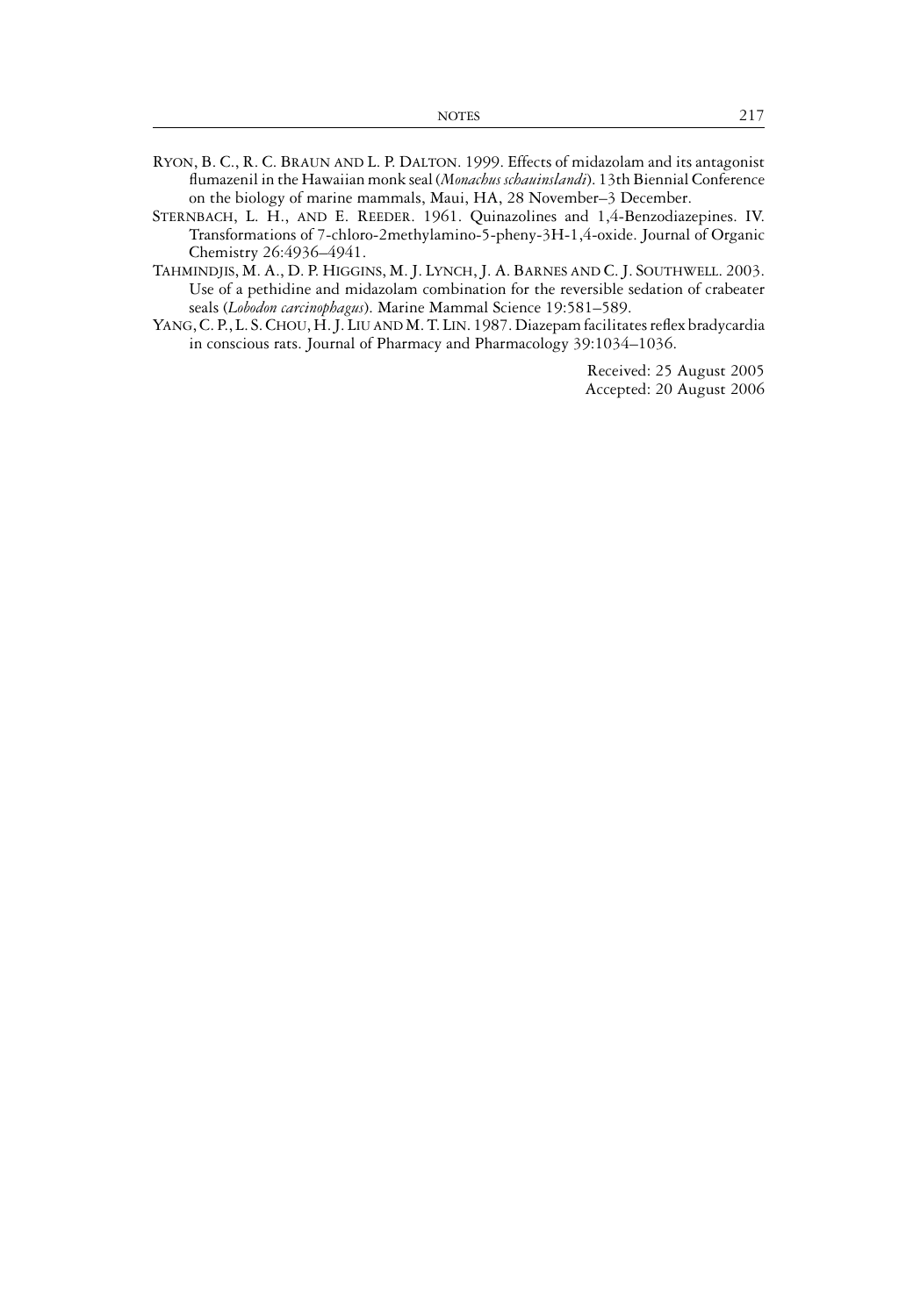RYON, B. C., R. C. BRAUN AND L. P. DALTON. 1999. Effects of midazolam and its antagonist flumazenil in the Hawaiian monk seal (*Monachus schauinslandi*). 13th Biennial Conference on the biology of marine mammals, Maui, HA, 28 November–3 December.

STERNBACH, L. H., AND E. REEDER. 1961. Quinazolines and 1,4-Benzodiazepines. IV. Transformations of 7-chloro-2methylamino-5-pheny-3H-1,4-oxide. Journal of Organic Chemistry 26:4936–4941.

TAHMINDJIS, M. A., D. P. HIGGINS, M. J. LYNCH, J. A. BARNES AND C. J. SOUTHWELL. 2003. Use of a pethidine and midazolam combination for the reversible sedation of crabeater seals (*Lobodon carcinophagus*). Marine Mammal Science 19:581–589.

YANG, C. P., L. S. CHOU, H. J. LIU AND M. T. LIN. 1987. Diazepam facilitates reflex bradycardia in conscious rats. Journal of Pharmacy and Pharmacology 39:1034–1036.

Received: 25 August 2005
Accepted: 20 August 2006